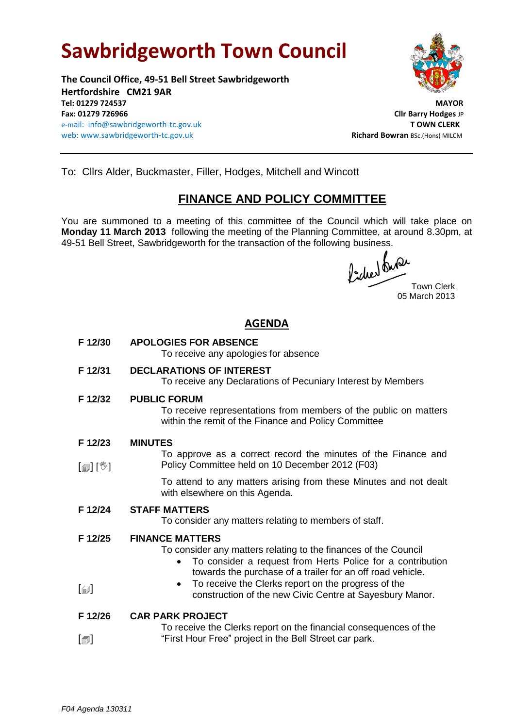# Sawbridgeworth Town Council

**The Council Office, 49-51 Bell Street Sawbridgeworth**
**Hertfordshire CM21 9AR**
**Tel: 01279 724537**
**Fax: 01279 726966**
e-mail: info@sawbridgeworth-tc.gov.uk
web: www.sawbridgeworth-tc.gov.uk

**MAYOR**
**Cllr Barry Hodges** JP
**T OWN CLERK**
**Richard Bowran** BSc.(Hons) MILCM

---

To: Cllrs Alder, Buckmaster, Filler, Hodges, Mitchell and Wincott

## FINANCE AND POLICY COMMITTEE

You are summoned to a meeting of this committee of the Council which will take place on **Monday 11 March 2013** following the meeting of the Planning Committee, at around 8.30pm, at 49-51 Bell Street, Sawbridgeworth for the transaction of the following business.

Town Clerk
05 March 2013

## AGENDA

**F 12/30 APOLOGIES FOR ABSENCE**
To receive any apologies for absence

**F 12/31 DECLARATIONS OF INTEREST**
To receive any Declarations of Pecuniary Interest by Members

**F 12/32 PUBLIC FORUM**
To receive representations from members of the public on matters within the remit of the Finance and Policy Committee

**F 12/23 MINUTES**
[] [] To approve as a correct record the minutes of the Finance and Policy Committee held on 10 December 2012 (F03)

To attend to any matters arising from these Minutes and not dealt with elsewhere on this Agenda.

**F 12/24 STAFF MATTERS**
To consider any matters relating to members of staff.

**F 12/25 FINANCE MATTERS**
To consider any matters relating to the finances of the Council

- To consider a request from Herts Police for a contribution towards the purchase of a trailer for an off road vehicle.
- [] To receive the Clerks report on the progress of the construction of the new Civic Centre at Sayesbury Manor.

**F 12/26 CAR PARK PROJECT**
[] To receive the Clerks report on the financial consequences of the "First Hour Free" project in the Bell Street car park.

*F04 Agenda 130311*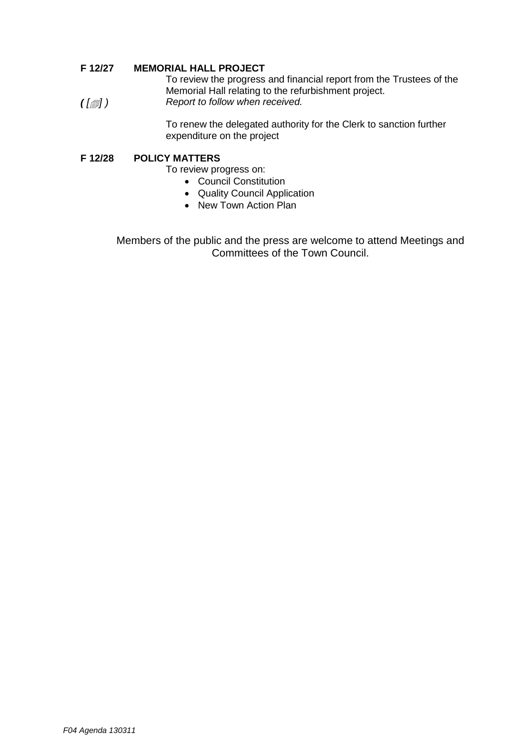**F 12/27 MEMORIAL HALL PROJECT**

To review the progress and financial report from the Trustees of the Memorial Hall relating to the refurbishment project.

*( [📄] )* *Report to follow when received.*

To renew the delegated authority for the Clerk to sanction further expenditure on the project

**F 12/28 POLICY MATTERS**

To review progress on:

- Council Constitution
- Quality Council Application
- New Town Action Plan

Members of the public and the press are welcome to attend Meetings and Committees of the Town Council.

*F04 Agenda 130311*